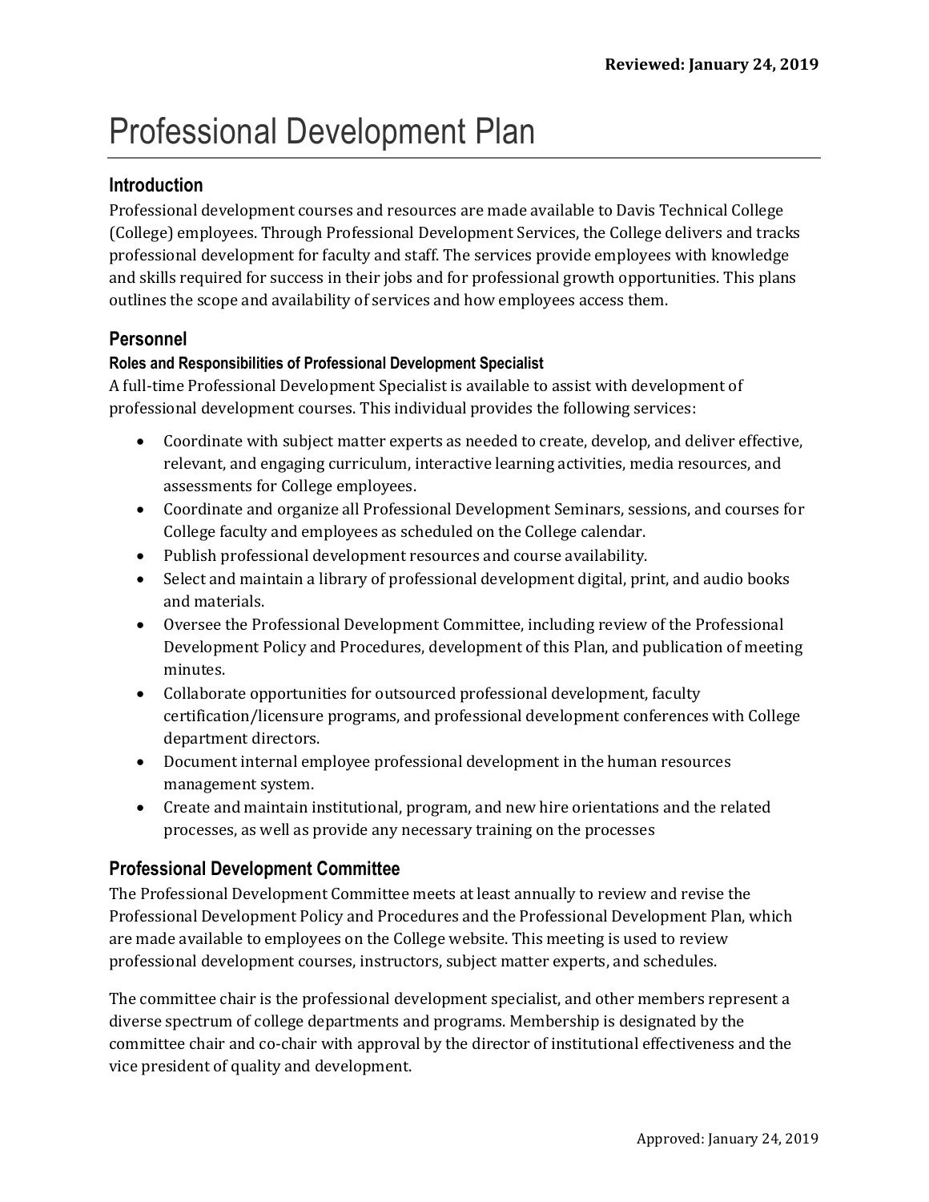# Professional Development Plan

## Introduction

Professional development courses and resources are made available to Davis Technical College (College) employees. Through Professional Development Services, the College delivers and tracks professional development for faculty and staff. The services provide employees with knowledge and skills required for success in their jobs and for professional growth opportunities. This plans outlines the scope and availability of services and how employees access them.

## Personnel

### Roles and Responsibilities of Professional Development Specialist

A full-time Professional Development Specialist is available to assist with development of professional development courses. This individual provides the following services:

- Coordinate with subject matter experts as needed to create, develop, and deliver effective, relevant, and engaging curriculum, interactive learning activities, media resources, and assessments for College employees.
- Coordinate and organize all Professional Development Seminars, sessions, and courses for College faculty and employees as scheduled on the College calendar.
- Publish professional development resources and course availability.
- Select and maintain a library of professional development digital, print, and audio books and materials.
- Oversee the Professional Development Committee, including review of the Professional Development Policy and Procedures, development of this Plan, and publication of meeting minutes.
- Collaborate opportunities for outsourced professional development, faculty certification/licensure programs, and professional development conferences with College department directors.
- Document internal employee professional development in the human resources management system.
- Create and maintain institutional, program, and new hire orientations and the related processes, as well as provide any necessary training on the processes

## Professional Development Committee

The Professional Development Committee meets at least annually to review and revise the Professional Development Policy and Procedures and the Professional Development Plan, which are made available to employees on the College website. This meeting is used to review professional development courses, instructors, subject matter experts, and schedules.

The committee chair is the professional development specialist, and other members represent a diverse spectrum of college departments and programs. Membership is designated by the committee chair and co-chair with approval by the director of institutional effectiveness and the vice president of quality and development.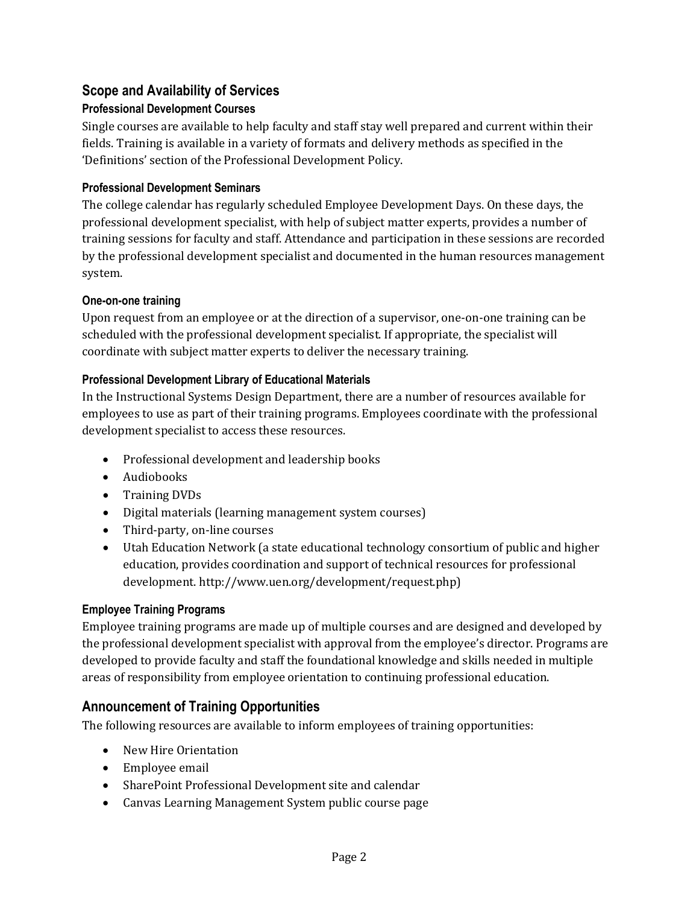## Scope and Availability of Services

### Professional Development Courses

Single courses are available to help faculty and staff stay well prepared and current within their fields. Training is available in a variety of formats and delivery methods as specified in the 'Definitions' section of the Professional Development Policy.

### Professional Development Seminars

The college calendar has regularly scheduled Employee Development Days. On these days, the professional development specialist, with help of subject matter experts, provides a number of training sessions for faculty and staff. Attendance and participation in these sessions are recorded by the professional development specialist and documented in the human resources management system.

### One-on-one training

Upon request from an employee or at the direction of a supervisor, one-on-one training can be scheduled with the professional development specialist. If appropriate, the specialist will coordinate with subject matter experts to deliver the necessary training.

### Professional Development Library of Educational Materials

In the Instructional Systems Design Department, there are a number of resources available for employees to use as part of their training programs. Employees coordinate with the professional development specialist to access these resources.

- Professional development and leadership books
- Audiobooks
- Training DVDs
- Digital materials (learning management system courses)
- Third-party, on-line courses
- Utah Education Network (a state educational technology consortium of public and higher education, provides coordination and support of technical resources for professional development. http://www.uen.org/development/request.php)

### Employee Training Programs

Employee training programs are made up of multiple courses and are designed and developed by the professional development specialist with approval from the employee's director. Programs are developed to provide faculty and staff the foundational knowledge and skills needed in multiple areas of responsibility from employee orientation to continuing professional education.

## Announcement of Training Opportunities

The following resources are available to inform employees of training opportunities:

- New Hire Orientation
- Employee email
- SharePoint Professional Development site and calendar
- Canvas Learning Management System public course page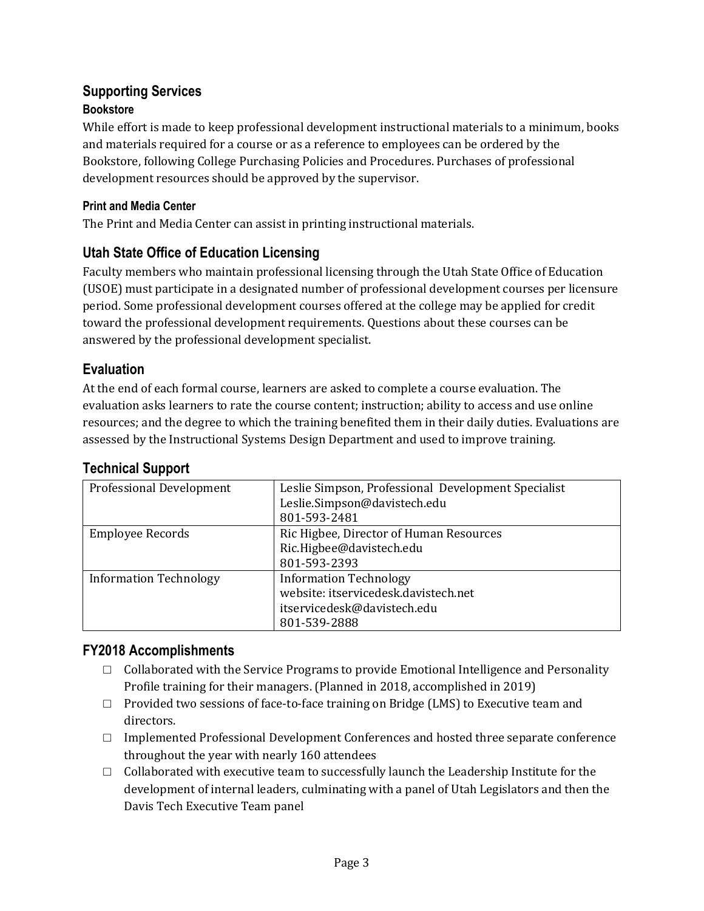## Supporting Services

### Bookstore

While effort is made to keep professional development instructional materials to a minimum, books and materials required for a course or as a reference to employees can be ordered by the Bookstore, following College Purchasing Policies and Procedures. Purchases of professional development resources should be approved by the supervisor.

### Print and Media Center

The Print and Media Center can assist in printing instructional materials.

## Utah State Office of Education Licensing

Faculty members who maintain professional licensing through the Utah State Office of Education (USOE) must participate in a designated number of professional development courses per licensure period. Some professional development courses offered at the college may be applied for credit toward the professional development requirements. Questions about these courses can be answered by the professional development specialist.

## Evaluation

At the end of each formal course, learners are asked to complete a course evaluation. The evaluation asks learners to rate the course content; instruction; ability to access and use online resources; and the degree to which the training benefited them in their daily duties. Evaluations are assessed by the Instructional Systems Design Department and used to improve training.

## Technical Support

| | |
|---|---|
| Professional Development | Leslie Simpson, Professional Development Specialist<br>Leslie.Simpson@davistech.edu<br>801-593-2481 |
| Employee Records | Ric Higbee, Director of Human Resources<br>Ric.Higbee@davistech.edu<br>801-593-2393 |
| Information Technology | Information Technology<br>website: itservicedesk.davistech.net<br>itservicedesk@davistech.edu<br>801-539-2888 |

## FY2018 Accomplishments

- Collaborated with the Service Programs to provide Emotional Intelligence and Personality Profile training for their managers. (Planned in 2018, accomplished in 2019)
- Provided two sessions of face-to-face training on Bridge (LMS) to Executive team and directors.
- Implemented Professional Development Conferences and hosted three separate conference throughout the year with nearly 160 attendees
- Collaborated with executive team to successfully launch the Leadership Institute for the development of internal leaders, culminating with a panel of Utah Legislators and then the Davis Tech Executive Team panel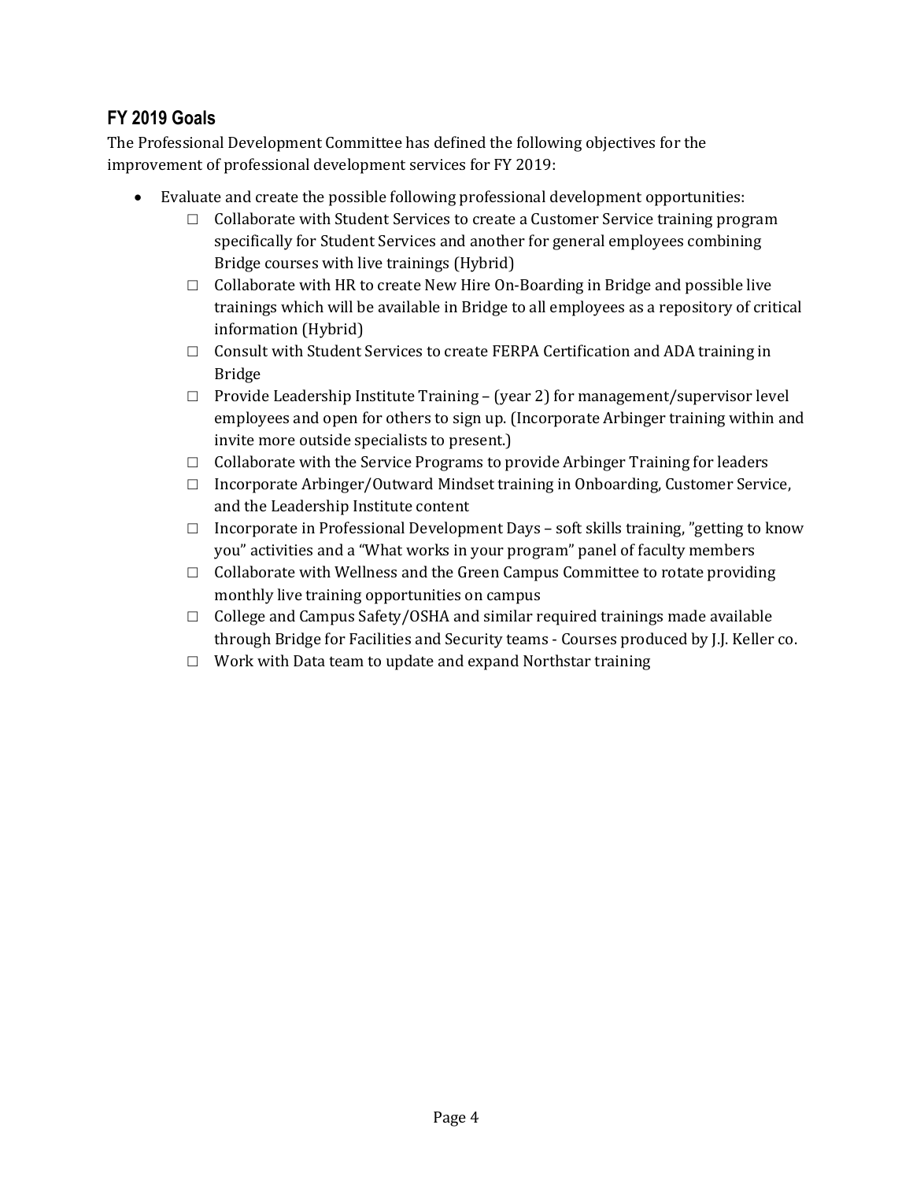## FY 2019 Goals

The Professional Development Committee has defined the following objectives for the improvement of professional development services for FY 2019:

- Evaluate and create the possible following professional development opportunities:
  - ☐ Collaborate with Student Services to create a Customer Service training program specifically for Student Services and another for general employees combining Bridge courses with live trainings (Hybrid)
  - ☐ Collaborate with HR to create New Hire On-Boarding in Bridge and possible live trainings which will be available in Bridge to all employees as a repository of critical information (Hybrid)
  - ☐ Consult with Student Services to create FERPA Certification and ADA training in Bridge
  - ☐ Provide Leadership Institute Training – (year 2) for management/supervisor level employees and open for others to sign up. (Incorporate Arbinger training within and invite more outside specialists to present.)
  - ☐ Collaborate with the Service Programs to provide Arbinger Training for leaders
  - ☐ Incorporate Arbinger/Outward Mindset training in Onboarding, Customer Service, and the Leadership Institute content
  - ☐ Incorporate in Professional Development Days – soft skills training, "getting to know you" activities and a "What works in your program" panel of faculty members
  - ☐ Collaborate with Wellness and the Green Campus Committee to rotate providing monthly live training opportunities on campus
  - ☐ College and Campus Safety/OSHA and similar required trainings made available through Bridge for Facilities and Security teams - Courses produced by J.J. Keller co.
  - ☐ Work with Data team to update and expand Northstar training